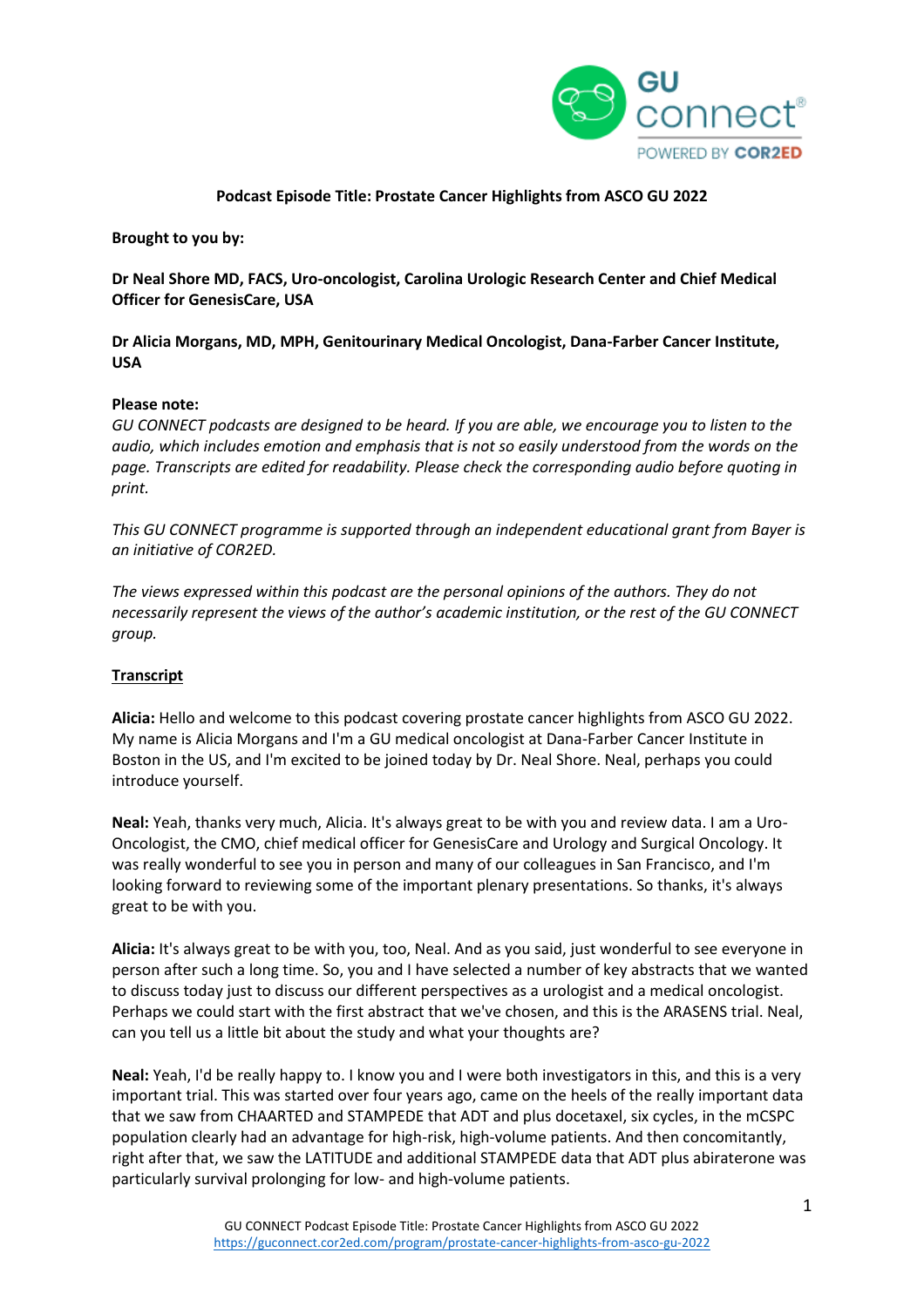**Podcast Episode Title: Prostate Cancer Highlights from ASCO GU 2022**

**Brought to you by:**

**Dr Neal Shore MD, FACS, Uro-oncologist, Carolina Urologic Research Center and Chief Medical Officer for GenesisCare, USA**

**Dr Alicia Morgans, MD, MPH, Genitourinary Medical Oncologist, Dana-Farber Cancer Institute, USA**

**Please note:**

*GU CONNECT podcasts are designed to be heard. If you are able, we encourage you to listen to the audio, which includes emotion and emphasis that is not so easily understood from the words on the page. Transcripts are edited for readability. Please check the corresponding audio before quoting in print.*

*This GU CONNECT programme is supported through an independent educational grant from Bayer is an initiative of COR2ED.*

*The views expressed within this podcast are the personal opinions of the authors. They do not necessarily represent the views of the author's academic institution, or the rest of the GU CONNECT group.*

**Transcript**

**Alicia:** Hello and welcome to this podcast covering prostate cancer highlights from ASCO GU 2022. My name is Alicia Morgans and I'm a GU medical oncologist at Dana-Farber Cancer Institute in Boston in the US, and I'm excited to be joined today by Dr. Neal Shore. Neal, perhaps you could introduce yourself.

**Neal:** Yeah, thanks very much, Alicia. It's always great to be with you and review data. I am a Uro-Oncologist, the CMO, chief medical officer for GenesisCare and Urology and Surgical Oncology. It was really wonderful to see you in person and many of our colleagues in San Francisco, and I'm looking forward to reviewing some of the important plenary presentations. So thanks, it's always great to be with you.

**Alicia:** It's always great to be with you, too, Neal. And as you said, just wonderful to see everyone in person after such a long time. So, you and I have selected a number of key abstracts that we wanted to discuss today just to discuss our different perspectives as a urologist and a medical oncologist. Perhaps we could start with the first abstract that we've chosen, and this is the ARASENS trial. Neal, can you tell us a little bit about the study and what your thoughts are?

**Neal:** Yeah, I'd be really happy to. I know you and I were both investigators in this, and this is a very important trial. This was started over four years ago, came on the heels of the really important data that we saw from CHAARTED and STAMPEDE that ADT and plus docetaxel, six cycles, in the mCSPC population clearly had an advantage for high-risk, high-volume patients. And then concomitantly, right after that, we saw the LATITUDE and additional STAMPEDE data that ADT plus abiraterone was particularly survival prolonging for low- and high-volume patients.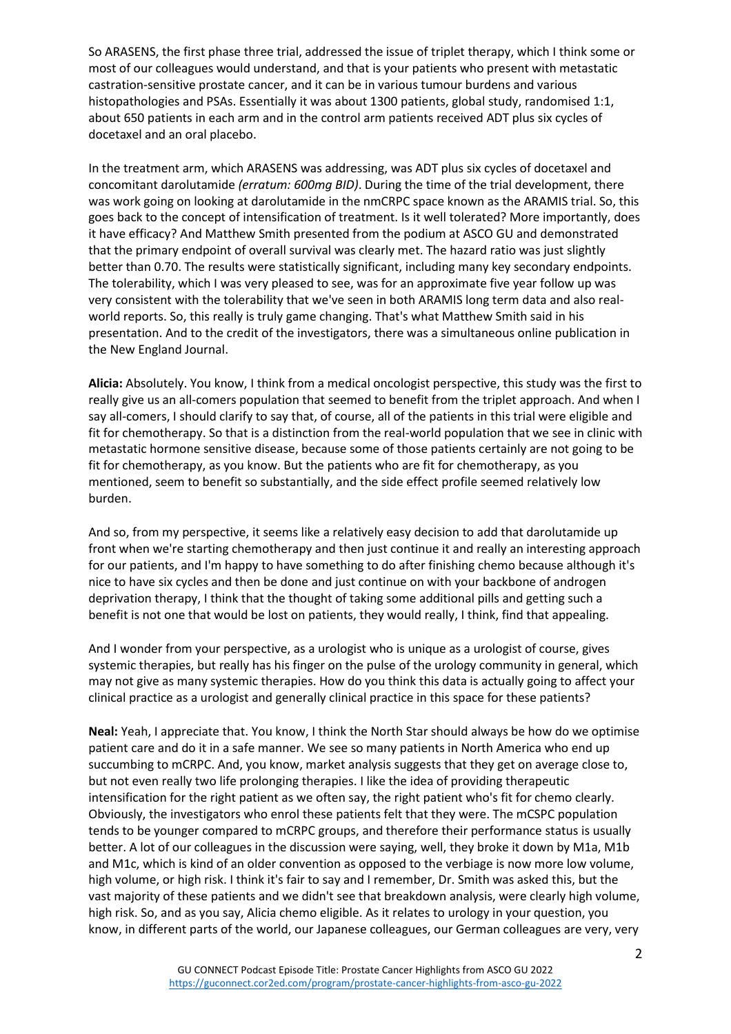So ARASENS, the first phase three trial, addressed the issue of triplet therapy, which I think some or most of our colleagues would understand, and that is your patients who present with metastatic castration-sensitive prostate cancer, and it can be in various tumour burdens and various histopathologies and PSAs. Essentially it was about 1300 patients, global study, randomised 1:1, about 650 patients in each arm and in the control arm patients received ADT plus six cycles of docetaxel and an oral placebo.

In the treatment arm, which ARASENS was addressing, was ADT plus six cycles of docetaxel and concomitant darolutamide *(erratum: 600mg BID)*. During the time of the trial development, there was work going on looking at darolutamide in the nmCRPC space known as the ARAMIS trial. So, this goes back to the concept of intensification of treatment. Is it well tolerated? More importantly, does it have efficacy? And Matthew Smith presented from the podium at ASCO GU and demonstrated that the primary endpoint of overall survival was clearly met. The hazard ratio was just slightly better than 0.70. The results were statistically significant, including many key secondary endpoints. The tolerability, which I was very pleased to see, was for an approximate five year follow up was very consistent with the tolerability that we've seen in both ARAMIS long term data and also real-world reports. So, this really is truly game changing. That's what Matthew Smith said in his presentation. And to the credit of the investigators, there was a simultaneous online publication in the New England Journal.

**Alicia:** Absolutely. You know, I think from a medical oncologist perspective, this study was the first to really give us an all-comers population that seemed to benefit from the triplet approach. And when I say all-comers, I should clarify to say that, of course, all of the patients in this trial were eligible and fit for chemotherapy. So that is a distinction from the real-world population that we see in clinic with metastatic hormone sensitive disease, because some of those patients certainly are not going to be fit for chemotherapy, as you know. But the patients who are fit for chemotherapy, as you mentioned, seem to benefit so substantially, and the side effect profile seemed relatively low burden.

And so, from my perspective, it seems like a relatively easy decision to add that darolutamide up front when we're starting chemotherapy and then just continue it and really an interesting approach for our patients, and I'm happy to have something to do after finishing chemo because although it's nice to have six cycles and then be done and just continue on with your backbone of androgen deprivation therapy, I think that the thought of taking some additional pills and getting such a benefit is not one that would be lost on patients, they would really, I think, find that appealing.

And I wonder from your perspective, as a urologist who is unique as a urologist of course, gives systemic therapies, but really has his finger on the pulse of the urology community in general, which may not give as many systemic therapies. How do you think this data is actually going to affect your clinical practice as a urologist and generally clinical practice in this space for these patients?

**Neal:** Yeah, I appreciate that. You know, I think the North Star should always be how do we optimise patient care and do it in a safe manner. We see so many patients in North America who end up succumbing to mCRPC. And, you know, market analysis suggests that they get on average close to, but not even really two life prolonging therapies. I like the idea of providing therapeutic intensification for the right patient as we often say, the right patient who's fit for chemo clearly. Obviously, the investigators who enrol these patients felt that they were. The mCSPC population tends to be younger compared to mCRPC groups, and therefore their performance status is usually better. A lot of our colleagues in the discussion were saying, well, they broke it down by M1a, M1b and M1c, which is kind of an older convention as opposed to the verbiage is now more low volume, high volume, or high risk. I think it's fair to say and I remember, Dr. Smith was asked this, but the vast majority of these patients and we didn't see that breakdown analysis, were clearly high volume, high risk. So, and as you say, Alicia chemo eligible. As it relates to urology in your question, you know, in different parts of the world, our Japanese colleagues, our German colleagues are very, very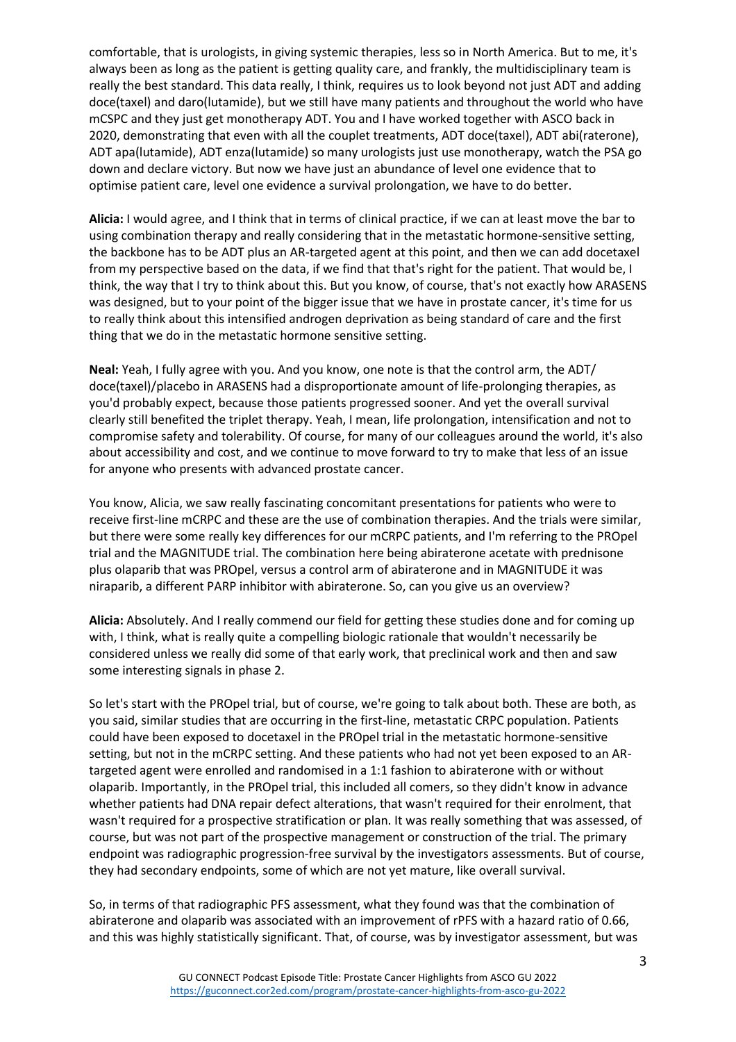comfortable, that is urologists, in giving systemic therapies, less so in North America. But to me, it's always been as long as the patient is getting quality care, and frankly, the multidisciplinary team is really the best standard. This data really, I think, requires us to look beyond not just ADT and adding doce(taxel) and daro(lutamide), but we still have many patients and throughout the world who have mCSPC and they just get monotherapy ADT. You and I have worked together with ASCO back in 2020, demonstrating that even with all the couplet treatments, ADT doce(taxel), ADT abi(raterone), ADT apa(lutamide), ADT enza(lutamide) so many urologists just use monotherapy, watch the PSA go down and declare victory. But now we have just an abundance of level one evidence that to optimise patient care, level one evidence a survival prolongation, we have to do better.

**Alicia:** I would agree, and I think that in terms of clinical practice, if we can at least move the bar to using combination therapy and really considering that in the metastatic hormone-sensitive setting, the backbone has to be ADT plus an AR-targeted agent at this point, and then we can add docetaxel from my perspective based on the data, if we find that that's right for the patient. That would be, I think, the way that I try to think about this. But you know, of course, that's not exactly how ARASENS was designed, but to your point of the bigger issue that we have in prostate cancer, it's time for us to really think about this intensified androgen deprivation as being standard of care and the first thing that we do in the metastatic hormone sensitive setting.

**Neal:** Yeah, I fully agree with you. And you know, one note is that the control arm, the ADT/ doce(taxel)/placebo in ARASENS had a disproportionate amount of life-prolonging therapies, as you'd probably expect, because those patients progressed sooner. And yet the overall survival clearly still benefited the triplet therapy. Yeah, I mean, life prolongation, intensification and not to compromise safety and tolerability. Of course, for many of our colleagues around the world, it's also about accessibility and cost, and we continue to move forward to try to make that less of an issue for anyone who presents with advanced prostate cancer.

You know, Alicia, we saw really fascinating concomitant presentations for patients who were to receive first-line mCRPC and these are the use of combination therapies. And the trials were similar, but there were some really key differences for our mCRPC patients, and I'm referring to the PROpel trial and the MAGNITUDE trial. The combination here being abiraterone acetate with prednisone plus olaparib that was PROpel, versus a control arm of abiraterone and in MAGNITUDE it was niraparib, a different PARP inhibitor with abiraterone. So, can you give us an overview?

**Alicia:** Absolutely. And I really commend our field for getting these studies done and for coming up with, I think, what is really quite a compelling biologic rationale that wouldn't necessarily be considered unless we really did some of that early work, that preclinical work and then and saw some interesting signals in phase 2.

So let's start with the PROpel trial, but of course, we're going to talk about both. These are both, as you said, similar studies that are occurring in the first-line, metastatic CRPC population. Patients could have been exposed to docetaxel in the PROpel trial in the metastatic hormone-sensitive setting, but not in the mCRPC setting. And these patients who had not yet been exposed to an AR-targeted agent were enrolled and randomised in a 1:1 fashion to abiraterone with or without olaparib. Importantly, in the PROpel trial, this included all comers, so they didn't know in advance whether patients had DNA repair defect alterations, that wasn't required for their enrolment, that wasn't required for a prospective stratification or plan. It was really something that was assessed, of course, but was not part of the prospective management or construction of the trial. The primary endpoint was radiographic progression-free survival by the investigators assessments. But of course, they had secondary endpoints, some of which are not yet mature, like overall survival.

So, in terms of that radiographic PFS assessment, what they found was that the combination of abiraterone and olaparib was associated with an improvement of rPFS with a hazard ratio of 0.66, and this was highly statistically significant. That, of course, was by investigator assessment, but was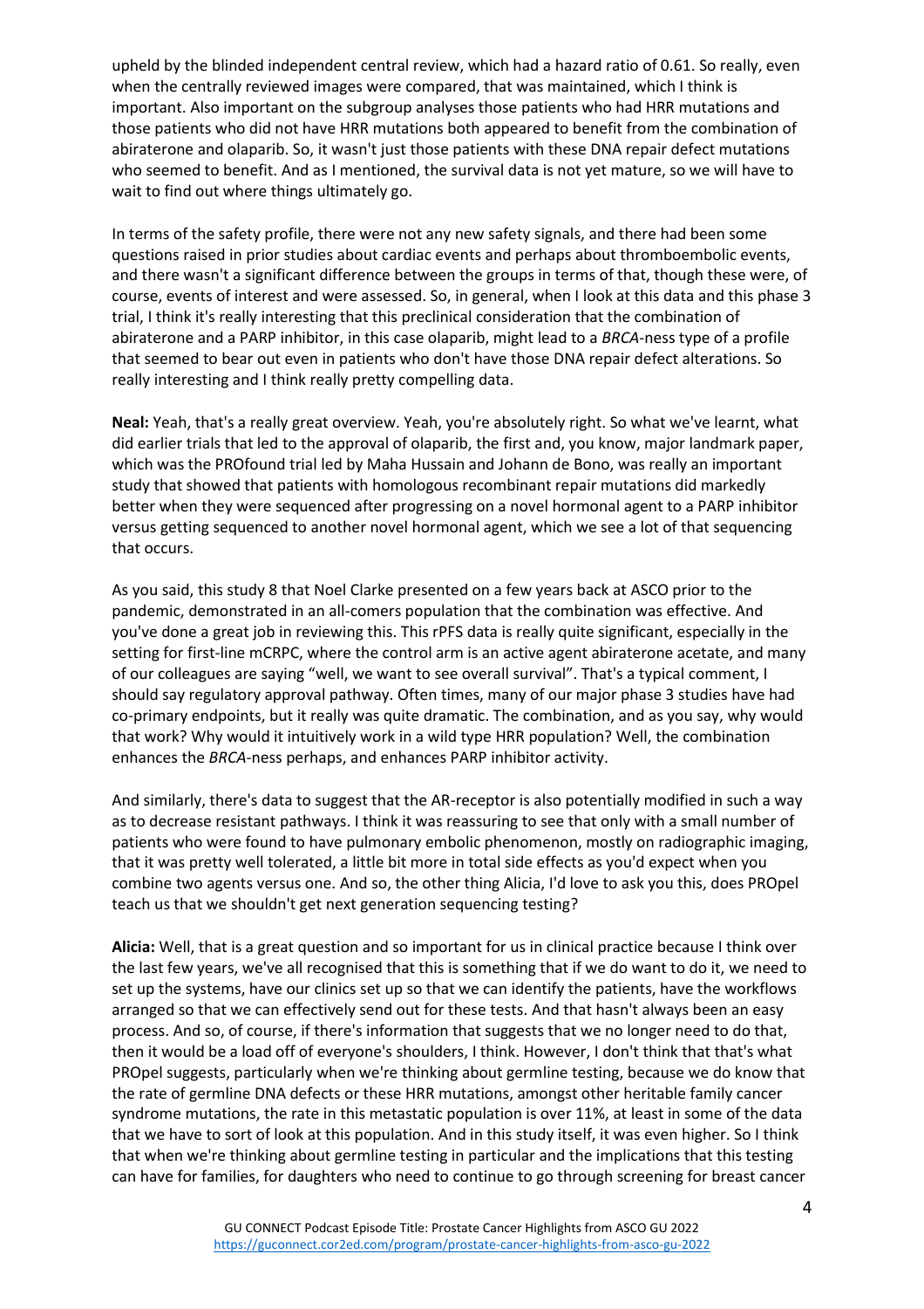upheld by the blinded independent central review, which had a hazard ratio of 0.61. So really, even when the centrally reviewed images were compared, that was maintained, which I think is important. Also important on the subgroup analyses those patients who had HRR mutations and those patients who did not have HRR mutations both appeared to benefit from the combination of abiraterone and olaparib. So, it wasn't just those patients with these DNA repair defect mutations who seemed to benefit. And as I mentioned, the survival data is not yet mature, so we will have to wait to find out where things ultimately go.

In terms of the safety profile, there were not any new safety signals, and there had been some questions raised in prior studies about cardiac events and perhaps about thromboembolic events, and there wasn't a significant difference between the groups in terms of that, though these were, of course, events of interest and were assessed. So, in general, when I look at this data and this phase 3 trial, I think it's really interesting that this preclinical consideration that the combination of abiraterone and a PARP inhibitor, in this case olaparib, might lead to a *BRCA*-ness type of a profile that seemed to bear out even in patients who don't have those DNA repair defect alterations. So really interesting and I think really pretty compelling data.

**Neal:** Yeah, that's a really great overview. Yeah, you're absolutely right. So what we've learnt, what did earlier trials that led to the approval of olaparib, the first and, you know, major landmark paper, which was the PROfound trial led by Maha Hussain and Johann de Bono, was really an important study that showed that patients with homologous recombinant repair mutations did markedly better when they were sequenced after progressing on a novel hormonal agent to a PARP inhibitor versus getting sequenced to another novel hormonal agent, which we see a lot of that sequencing that occurs.

As you said, this study 8 that Noel Clarke presented on a few years back at ASCO prior to the pandemic, demonstrated in an all-comers population that the combination was effective. And you've done a great job in reviewing this. This rPFS data is really quite significant, especially in the setting for first-line mCRPC, where the control arm is an active agent abiraterone acetate, and many of our colleagues are saying "well, we want to see overall survival". That's a typical comment, I should say regulatory approval pathway. Often times, many of our major phase 3 studies have had co-primary endpoints, but it really was quite dramatic. The combination, and as you say, why would that work? Why would it intuitively work in a wild type HRR population? Well, the combination enhances the *BRCA*-ness perhaps, and enhances PARP inhibitor activity.

And similarly, there's data to suggest that the AR-receptor is also potentially modified in such a way as to decrease resistant pathways. I think it was reassuring to see that only with a small number of patients who were found to have pulmonary embolic phenomenon, mostly on radiographic imaging, that it was pretty well tolerated, a little bit more in total side effects as you'd expect when you combine two agents versus one. And so, the other thing Alicia, I'd love to ask you this, does PROpel teach us that we shouldn't get next generation sequencing testing?

**Alicia:** Well, that is a great question and so important for us in clinical practice because I think over the last few years, we've all recognised that this is something that if we do want to do it, we need to set up the systems, have our clinics set up so that we can identify the patients, have the workflows arranged so that we can effectively send out for these tests. And that hasn't always been an easy process. And so, of course, if there's information that suggests that we no longer need to do that, then it would be a load off of everyone's shoulders, I think. However, I don't think that that's what PROpel suggests, particularly when we're thinking about germline testing, because we do know that the rate of germline DNA defects or these HRR mutations, amongst other heritable family cancer syndrome mutations, the rate in this metastatic population is over 11%, at least in some of the data that we have to sort of look at this population. And in this study itself, it was even higher. So I think that when we're thinking about germline testing in particular and the implications that this testing can have for families, for daughters who need to continue to go through screening for breast cancer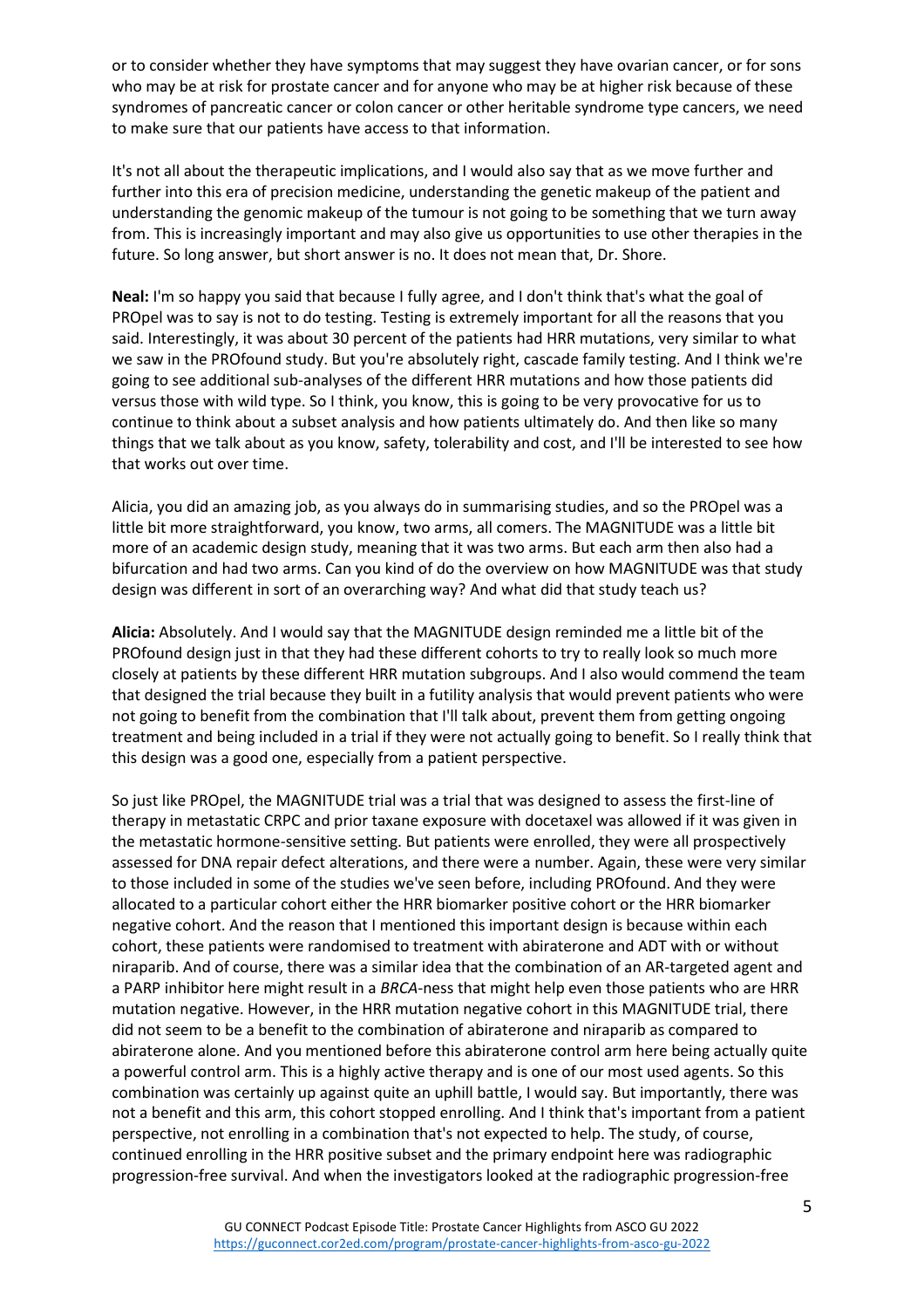or to consider whether they have symptoms that may suggest they have ovarian cancer, or for sons who may be at risk for prostate cancer and for anyone who may be at higher risk because of these syndromes of pancreatic cancer or colon cancer or other heritable syndrome type cancers, we need to make sure that our patients have access to that information.

It's not all about the therapeutic implications, and I would also say that as we move further and further into this era of precision medicine, understanding the genetic makeup of the patient and understanding the genomic makeup of the tumour is not going to be something that we turn away from. This is increasingly important and may also give us opportunities to use other therapies in the future. So long answer, but short answer is no. It does not mean that, Dr. Shore.

**Neal:** I'm so happy you said that because I fully agree, and I don't think that's what the goal of PROpel was to say is not to do testing. Testing is extremely important for all the reasons that you said. Interestingly, it was about 30 percent of the patients had HRR mutations, very similar to what we saw in the PROfound study. But you're absolutely right, cascade family testing. And I think we're going to see additional sub-analyses of the different HRR mutations and how those patients did versus those with wild type. So I think, you know, this is going to be very provocative for us to continue to think about a subset analysis and how patients ultimately do. And then like so many things that we talk about as you know, safety, tolerability and cost, and I'll be interested to see how that works out over time.

Alicia, you did an amazing job, as you always do in summarising studies, and so the PROpel was a little bit more straightforward, you know, two arms, all comers. The MAGNITUDE was a little bit more of an academic design study, meaning that it was two arms. But each arm then also had a bifurcation and had two arms. Can you kind of do the overview on how MAGNITUDE was that study design was different in sort of an overarching way? And what did that study teach us?

**Alicia:** Absolutely. And I would say that the MAGNITUDE design reminded me a little bit of the PROfound design just in that they had these different cohorts to try to really look so much more closely at patients by these different HRR mutation subgroups. And I also would commend the team that designed the trial because they built in a futility analysis that would prevent patients who were not going to benefit from the combination that I'll talk about, prevent them from getting ongoing treatment and being included in a trial if they were not actually going to benefit. So I really think that this design was a good one, especially from a patient perspective.

So just like PROpel, the MAGNITUDE trial was a trial that was designed to assess the first-line of therapy in metastatic CRPC and prior taxane exposure with docetaxel was allowed if it was given in the metastatic hormone-sensitive setting. But patients were enrolled, they were all prospectively assessed for DNA repair defect alterations, and there were a number. Again, these were very similar to those included in some of the studies we've seen before, including PROfound. And they were allocated to a particular cohort either the HRR biomarker positive cohort or the HRR biomarker negative cohort. And the reason that I mentioned this important design is because within each cohort, these patients were randomised to treatment with abiraterone and ADT with or without niraparib. And of course, there was a similar idea that the combination of an AR-targeted agent and a PARP inhibitor here might result in a *BRCA*-ness that might help even those patients who are HRR mutation negative. However, in the HRR mutation negative cohort in this MAGNITUDE trial, there did not seem to be a benefit to the combination of abiraterone and niraparib as compared to abiraterone alone. And you mentioned before this abiraterone control arm here being actually quite a powerful control arm. This is a highly active therapy and is one of our most used agents. So this combination was certainly up against quite an uphill battle, I would say. But importantly, there was not a benefit and this arm, this cohort stopped enrolling. And I think that's important from a patient perspective, not enrolling in a combination that's not expected to help. The study, of course, continued enrolling in the HRR positive subset and the primary endpoint here was radiographic progression-free survival. And when the investigators looked at the radiographic progression-free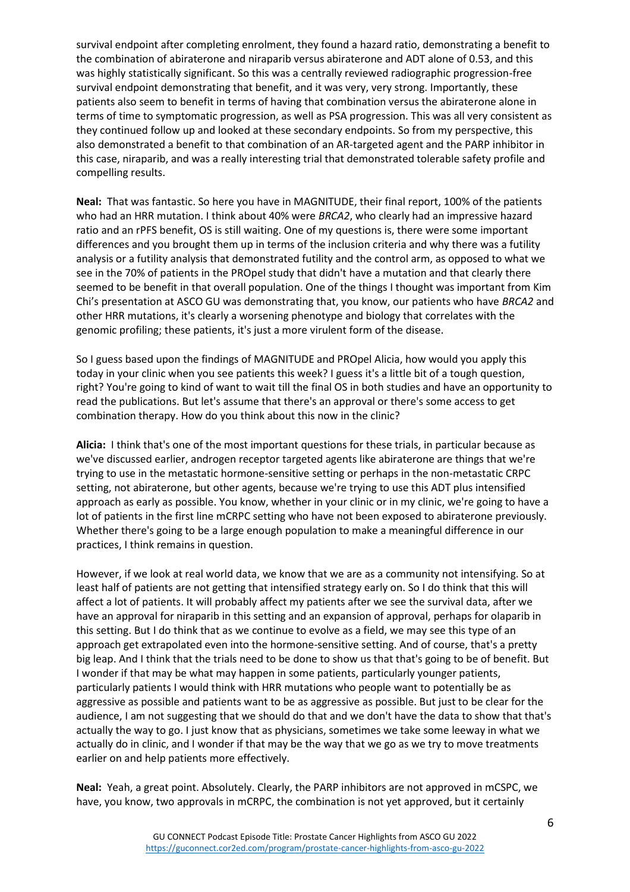survival endpoint after completing enrolment, they found a hazard ratio, demonstrating a benefit to the combination of abiraterone and niraparib versus abiraterone and ADT alone of 0.53, and this was highly statistically significant. So this was a centrally reviewed radiographic progression-free survival endpoint demonstrating that benefit, and it was very, very strong. Importantly, these patients also seem to benefit in terms of having that combination versus the abiraterone alone in terms of time to symptomatic progression, as well as PSA progression. This was all very consistent as they continued follow up and looked at these secondary endpoints. So from my perspective, this also demonstrated a benefit to that combination of an AR-targeted agent and the PARP inhibitor in this case, niraparib, and was a really interesting trial that demonstrated tolerable safety profile and compelling results.

**Neal:** That was fantastic. So here you have in MAGNITUDE, their final report, 100% of the patients who had an HRR mutation. I think about 40% were *BRCA2*, who clearly had an impressive hazard ratio and an rPFS benefit, OS is still waiting. One of my questions is, there were some important differences and you brought them up in terms of the inclusion criteria and why there was a futility analysis or a futility analysis that demonstrated futility and the control arm, as opposed to what we see in the 70% of patients in the PROpel study that didn't have a mutation and that clearly there seemed to be benefit in that overall population. One of the things I thought was important from Kim Chi's presentation at ASCO GU was demonstrating that, you know, our patients who have *BRCA2* and other HRR mutations, it's clearly a worsening phenotype and biology that correlates with the genomic profiling; these patients, it's just a more virulent form of the disease.

So I guess based upon the findings of MAGNITUDE and PROpel Alicia, how would you apply this today in your clinic when you see patients this week? I guess it's a little bit of a tough question, right? You're going to kind of want to wait till the final OS in both studies and have an opportunity to read the publications. But let's assume that there's an approval or there's some access to get combination therapy. How do you think about this now in the clinic?

**Alicia:** I think that's one of the most important questions for these trials, in particular because as we've discussed earlier, androgen receptor targeted agents like abiraterone are things that we're trying to use in the metastatic hormone-sensitive setting or perhaps in the non-metastatic CRPC setting, not abiraterone, but other agents, because we're trying to use this ADT plus intensified approach as early as possible. You know, whether in your clinic or in my clinic, we're going to have a lot of patients in the first line mCRPC setting who have not been exposed to abiraterone previously. Whether there's going to be a large enough population to make a meaningful difference in our practices, I think remains in question.

However, if we look at real world data, we know that we are as a community not intensifying. So at least half of patients are not getting that intensified strategy early on. So I do think that this will affect a lot of patients. It will probably affect my patients after we see the survival data, after we have an approval for niraparib in this setting and an expansion of approval, perhaps for olaparib in this setting. But I do think that as we continue to evolve as a field, we may see this type of an approach get extrapolated even into the hormone-sensitive setting. And of course, that's a pretty big leap. And I think that the trials need to be done to show us that that's going to be of benefit. But I wonder if that may be what may happen in some patients, particularly younger patients, particularly patients I would think with HRR mutations who people want to potentially be as aggressive as possible and patients want to be as aggressive as possible. But just to be clear for the audience, I am not suggesting that we should do that and we don't have the data to show that that's actually the way to go. I just know that as physicians, sometimes we take some leeway in what we actually do in clinic, and I wonder if that may be the way that we go as we try to move treatments earlier on and help patients more effectively.

**Neal:** Yeah, a great point. Absolutely. Clearly, the PARP inhibitors are not approved in mCSPC, we have, you know, two approvals in mCRPC, the combination is not yet approved, but it certainly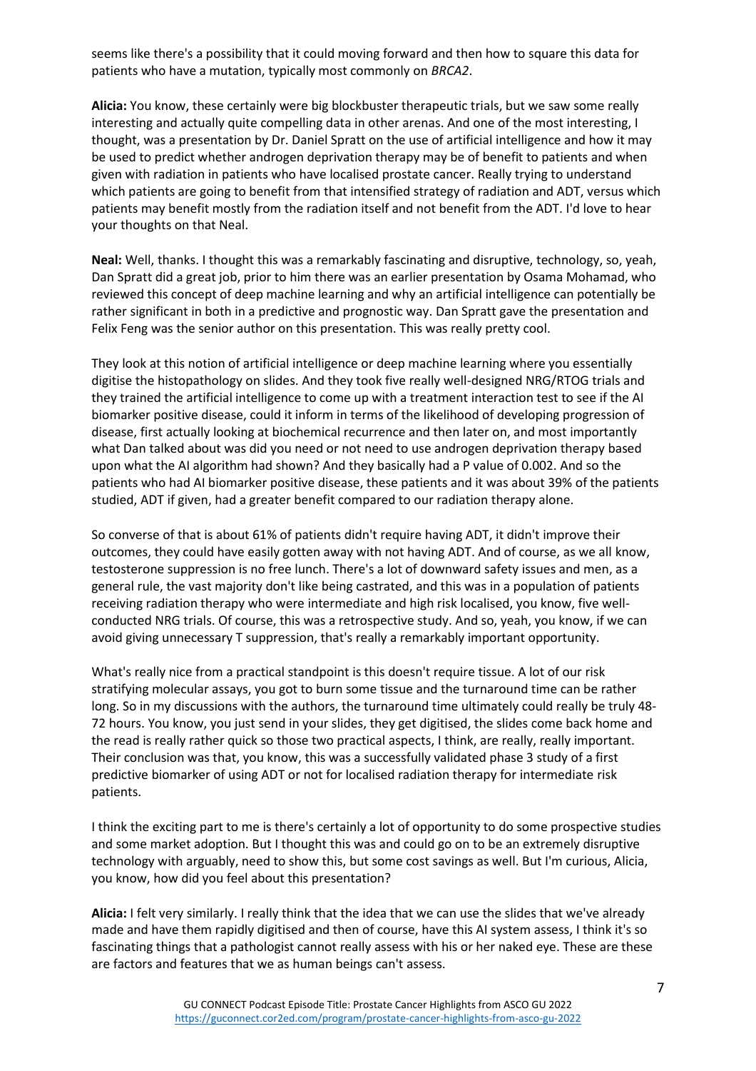seems like there's a possibility that it could moving forward and then how to square this data for patients who have a mutation, typically most commonly on *BRCA2*.

**Alicia:** You know, these certainly were big blockbuster therapeutic trials, but we saw some really interesting and actually quite compelling data in other arenas. And one of the most interesting, I thought, was a presentation by Dr. Daniel Spratt on the use of artificial intelligence and how it may be used to predict whether androgen deprivation therapy may be of benefit to patients and when given with radiation in patients who have localised prostate cancer. Really trying to understand which patients are going to benefit from that intensified strategy of radiation and ADT, versus which patients may benefit mostly from the radiation itself and not benefit from the ADT. I'd love to hear your thoughts on that Neal.

**Neal:** Well, thanks. I thought this was a remarkably fascinating and disruptive, technology, so, yeah, Dan Spratt did a great job, prior to him there was an earlier presentation by Osama Mohamad, who reviewed this concept of deep machine learning and why an artificial intelligence can potentially be rather significant in both in a predictive and prognostic way. Dan Spratt gave the presentation and Felix Feng was the senior author on this presentation. This was really pretty cool.

They look at this notion of artificial intelligence or deep machine learning where you essentially digitise the histopathology on slides. And they took five really well-designed NRG/RTOG trials and they trained the artificial intelligence to come up with a treatment interaction test to see if the AI biomarker positive disease, could it inform in terms of the likelihood of developing progression of disease, first actually looking at biochemical recurrence and then later on, and most importantly what Dan talked about was did you need or not need to use androgen deprivation therapy based upon what the AI algorithm had shown? And they basically had a P value of 0.002. And so the patients who had AI biomarker positive disease, these patients and it was about 39% of the patients studied, ADT if given, had a greater benefit compared to our radiation therapy alone.

So converse of that is about 61% of patients didn't require having ADT, it didn't improve their outcomes, they could have easily gotten away with not having ADT. And of course, as we all know, testosterone suppression is no free lunch. There's a lot of downward safety issues and men, as a general rule, the vast majority don't like being castrated, and this was in a population of patients receiving radiation therapy who were intermediate and high risk localised, you know, five well-conducted NRG trials. Of course, this was a retrospective study. And so, yeah, you know, if we can avoid giving unnecessary T suppression, that's really a remarkably important opportunity.

What's really nice from a practical standpoint is this doesn't require tissue. A lot of our risk stratifying molecular assays, you got to burn some tissue and the turnaround time can be rather long. So in my discussions with the authors, the turnaround time ultimately could really be truly 48-72 hours. You know, you just send in your slides, they get digitised, the slides come back home and the read is really rather quick so those two practical aspects, I think, are really, really important. Their conclusion was that, you know, this was a successfully validated phase 3 study of a first predictive biomarker of using ADT or not for localised radiation therapy for intermediate risk patients.

I think the exciting part to me is there's certainly a lot of opportunity to do some prospective studies and some market adoption. But I thought this was and could go on to be an extremely disruptive technology with arguably, need to show this, but some cost savings as well. But I'm curious, Alicia, you know, how did you feel about this presentation?

**Alicia:** I felt very similarly. I really think that the idea that we can use the slides that we've already made and have them rapidly digitised and then of course, have this AI system assess, I think it's so fascinating things that a pathologist cannot really assess with his or her naked eye. These are these are factors and features that we as human beings can't assess.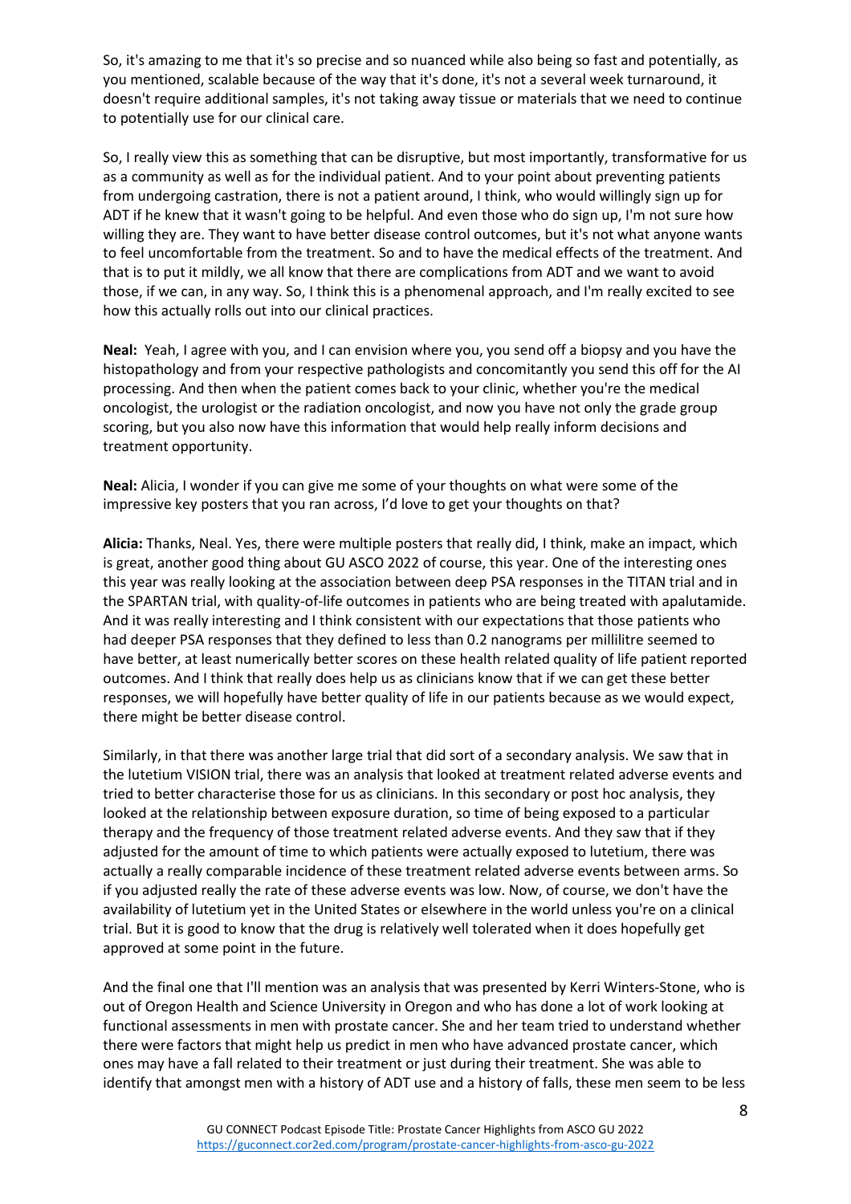So, it's amazing to me that it's so precise and so nuanced while also being so fast and potentially, as you mentioned, scalable because of the way that it's done, it's not a several week turnaround, it doesn't require additional samples, it's not taking away tissue or materials that we need to continue to potentially use for our clinical care.

So, I really view this as something that can be disruptive, but most importantly, transformative for us as a community as well as for the individual patient. And to your point about preventing patients from undergoing castration, there is not a patient around, I think, who would willingly sign up for ADT if he knew that it wasn't going to be helpful. And even those who do sign up, I'm not sure how willing they are. They want to have better disease control outcomes, but it's not what anyone wants to feel uncomfortable from the treatment. So and to have the medical effects of the treatment. And that is to put it mildly, we all know that there are complications from ADT and we want to avoid those, if we can, in any way. So, I think this is a phenomenal approach, and I'm really excited to see how this actually rolls out into our clinical practices.

**Neal:** Yeah, I agree with you, and I can envision where you, you send off a biopsy and you have the histopathology and from your respective pathologists and concomitantly you send this off for the AI processing. And then when the patient comes back to your clinic, whether you're the medical oncologist, the urologist or the radiation oncologist, and now you have not only the grade group scoring, but you also now have this information that would help really inform decisions and treatment opportunity.

**Neal:** Alicia, I wonder if you can give me some of your thoughts on what were some of the impressive key posters that you ran across, I'd love to get your thoughts on that?

**Alicia:** Thanks, Neal. Yes, there were multiple posters that really did, I think, make an impact, which is great, another good thing about GU ASCO 2022 of course, this year. One of the interesting ones this year was really looking at the association between deep PSA responses in the TITAN trial and in the SPARTAN trial, with quality-of-life outcomes in patients who are being treated with apalutamide. And it was really interesting and I think consistent with our expectations that those patients who had deeper PSA responses that they defined to less than 0.2 nanograms per millilitre seemed to have better, at least numerically better scores on these health related quality of life patient reported outcomes. And I think that really does help us as clinicians know that if we can get these better responses, we will hopefully have better quality of life in our patients because as we would expect, there might be better disease control.

Similarly, in that there was another large trial that did sort of a secondary analysis. We saw that in the lutetium VISION trial, there was an analysis that looked at treatment related adverse events and tried to better characterise those for us as clinicians. In this secondary or post hoc analysis, they looked at the relationship between exposure duration, so time of being exposed to a particular therapy and the frequency of those treatment related adverse events. And they saw that if they adjusted for the amount of time to which patients were actually exposed to lutetium, there was actually a really comparable incidence of these treatment related adverse events between arms. So if you adjusted really the rate of these adverse events was low. Now, of course, we don't have the availability of lutetium yet in the United States or elsewhere in the world unless you're on a clinical trial. But it is good to know that the drug is relatively well tolerated when it does hopefully get approved at some point in the future.

And the final one that I'll mention was an analysis that was presented by Kerri Winters-Stone, who is out of Oregon Health and Science University in Oregon and who has done a lot of work looking at functional assessments in men with prostate cancer. She and her team tried to understand whether there were factors that might help us predict in men who have advanced prostate cancer, which ones may have a fall related to their treatment or just during their treatment. She was able to identify that amongst men with a history of ADT use and a history of falls, these men seem to be less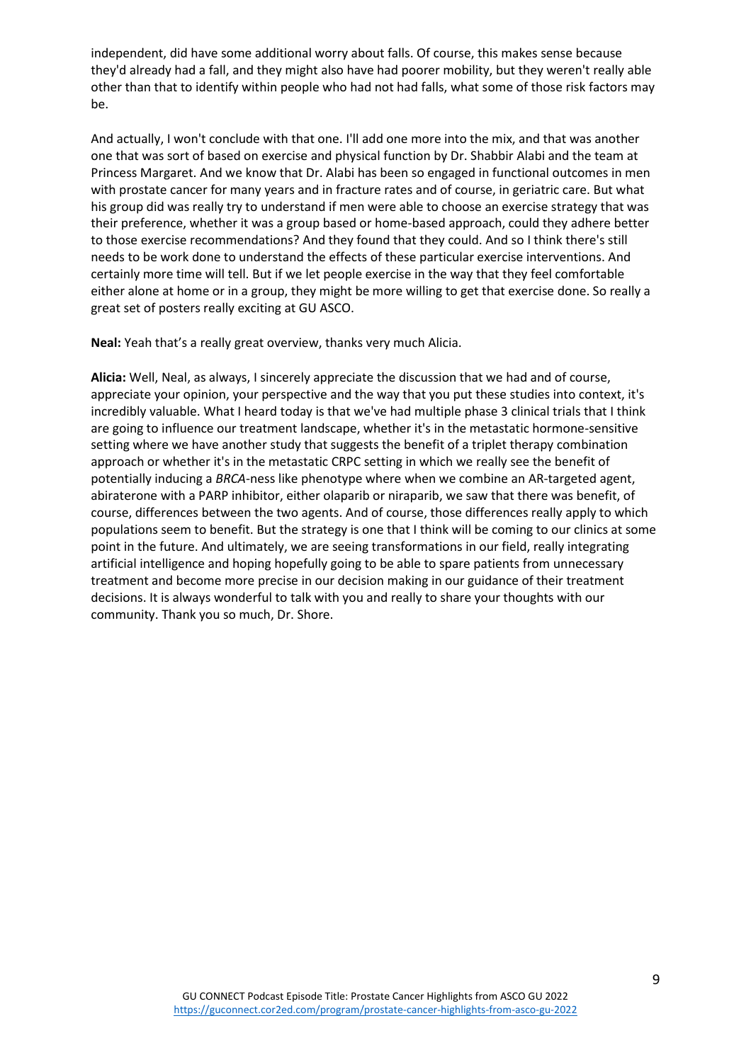independent, did have some additional worry about falls. Of course, this makes sense because they'd already had a fall, and they might also have had poorer mobility, but they weren't really able other than that to identify within people who had not had falls, what some of those risk factors may be.

And actually, I won't conclude with that one. I'll add one more into the mix, and that was another one that was sort of based on exercise and physical function by Dr. Shabbir Alabi and the team at Princess Margaret. And we know that Dr. Alabi has been so engaged in functional outcomes in men with prostate cancer for many years and in fracture rates and of course, in geriatric care. But what his group did was really try to understand if men were able to choose an exercise strategy that was their preference, whether it was a group based or home-based approach, could they adhere better to those exercise recommendations? And they found that they could. And so I think there's still needs to be work done to understand the effects of these particular exercise interventions. And certainly more time will tell. But if we let people exercise in the way that they feel comfortable either alone at home or in a group, they might be more willing to get that exercise done. So really a great set of posters really exciting at GU ASCO.

**Neal:** Yeah that's a really great overview, thanks very much Alicia.

**Alicia:** Well, Neal, as always, I sincerely appreciate the discussion that we had and of course, appreciate your opinion, your perspective and the way that you put these studies into context, it's incredibly valuable. What I heard today is that we've had multiple phase 3 clinical trials that I think are going to influence our treatment landscape, whether it's in the metastatic hormone-sensitive setting where we have another study that suggests the benefit of a triplet therapy combination approach or whether it's in the metastatic CRPC setting in which we really see the benefit of potentially inducing a *BRCA*-ness like phenotype where when we combine an AR-targeted agent, abiraterone with a PARP inhibitor, either olaparib or niraparib, we saw that there was benefit, of course, differences between the two agents. And of course, those differences really apply to which populations seem to benefit. But the strategy is one that I think will be coming to our clinics at some point in the future. And ultimately, we are seeing transformations in our field, really integrating artificial intelligence and hoping hopefully going to be able to spare patients from unnecessary treatment and become more precise in our decision making in our guidance of their treatment decisions. It is always wonderful to talk with you and really to share your thoughts with our community. Thank you so much, Dr. Shore.